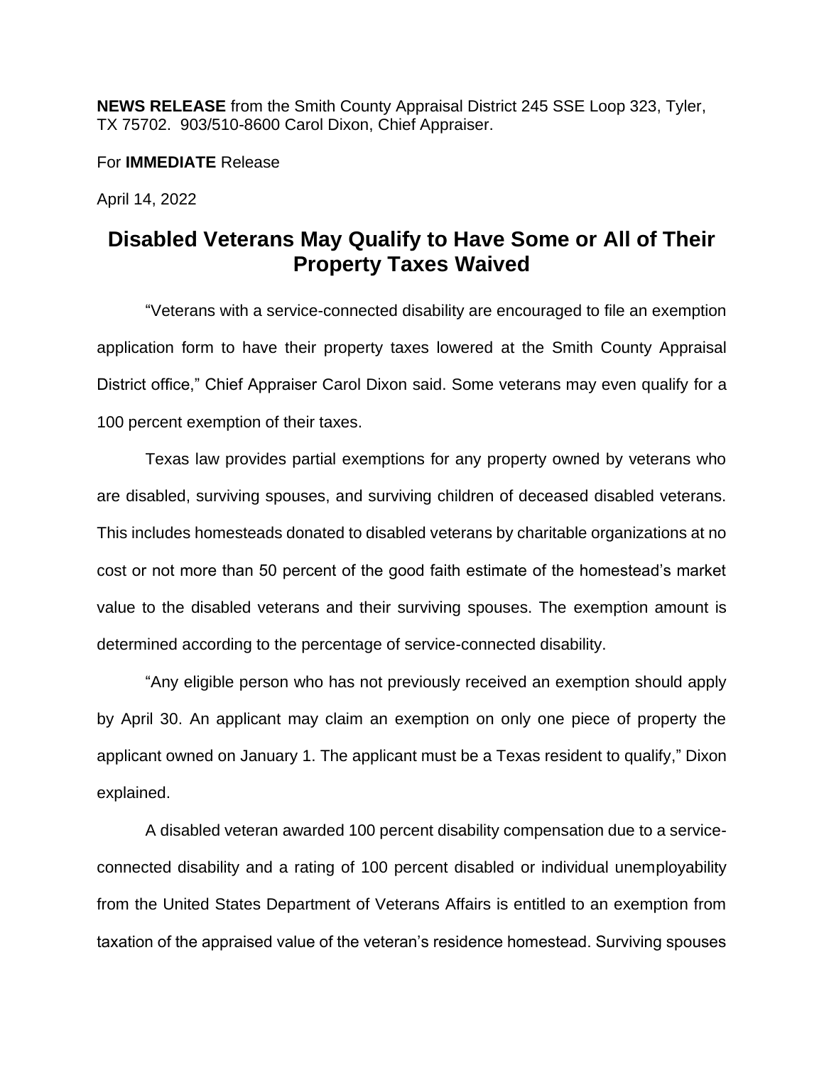**NEWS RELEASE** from the Smith County Appraisal District 245 SSE Loop 323, Tyler, TX 75702. 903/510-8600 Carol Dixon, Chief Appraiser.

For **IMMEDIATE** Release

April 14, 2022

# Disabled Veterans May Qualify to Have Some or All of Their Property Taxes Waived

"Veterans with a service-connected disability are encouraged to file an exemption application form to have their property taxes lowered at the Smith County Appraisal District office," Chief Appraiser Carol Dixon said. Some veterans may even qualify for a 100 percent exemption of their taxes.

Texas law provides partial exemptions for any property owned by veterans who are disabled, surviving spouses, and surviving children of deceased disabled veterans. This includes homesteads donated to disabled veterans by charitable organizations at no cost or not more than 50 percent of the good faith estimate of the homestead's market value to the disabled veterans and their surviving spouses. The exemption amount is determined according to the percentage of service-connected disability.

"Any eligible person who has not previously received an exemption should apply by April 30. An applicant may claim an exemption on only one piece of property the applicant owned on January 1. The applicant must be a Texas resident to qualify," Dixon explained.

A disabled veteran awarded 100 percent disability compensation due to a service-connected disability and a rating of 100 percent disabled or individual unemployability from the United States Department of Veterans Affairs is entitled to an exemption from taxation of the appraised value of the veteran's residence homestead. Surviving spouses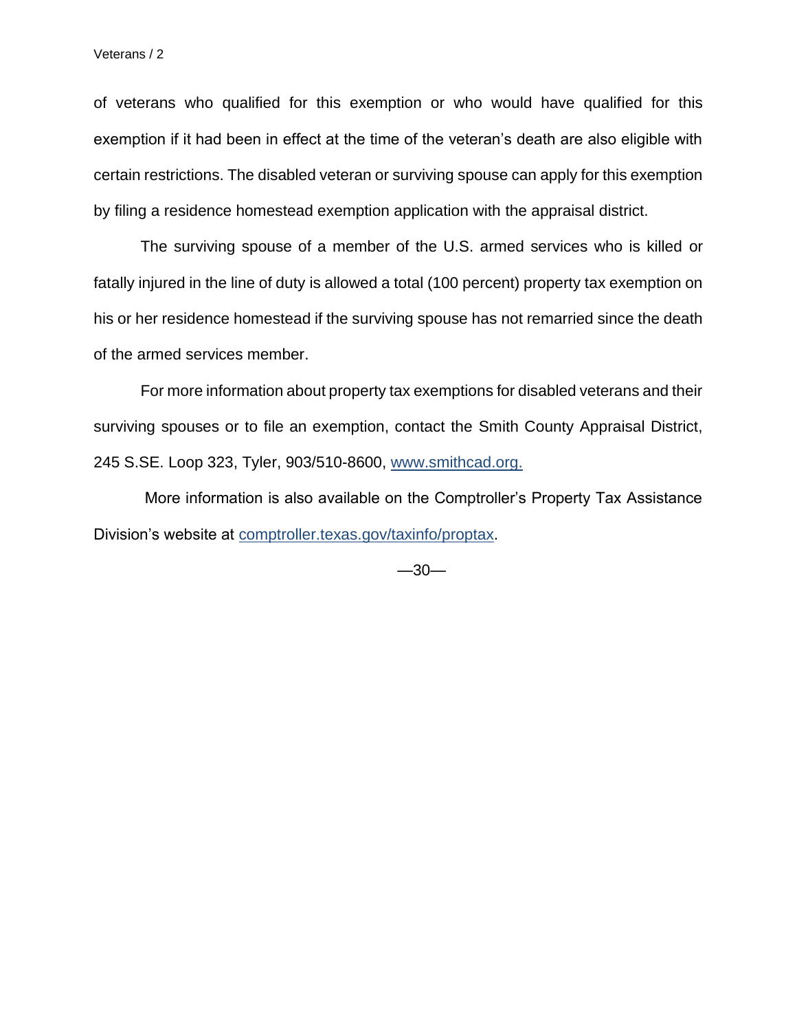of veterans who qualified for this exemption or who would have qualified for this exemption if it had been in effect at the time of the veteran's death are also eligible with certain restrictions. The disabled veteran or surviving spouse can apply for this exemption by filing a residence homestead exemption application with the appraisal district.

The surviving spouse of a member of the U.S. armed services who is killed or fatally injured in the line of duty is allowed a total (100 percent) property tax exemption on his or her residence homestead if the surviving spouse has not remarried since the death of the armed services member.

For more information about property tax exemptions for disabled veterans and their surviving spouses or to file an exemption, contact the Smith County Appraisal District, 245 S.SE. Loop 323, Tyler, 903/510-8600, www.smithcad.org.

More information is also available on the Comptroller's Property Tax Assistance Division's website at comptroller.texas.gov/taxinfo/proptax.

—30—